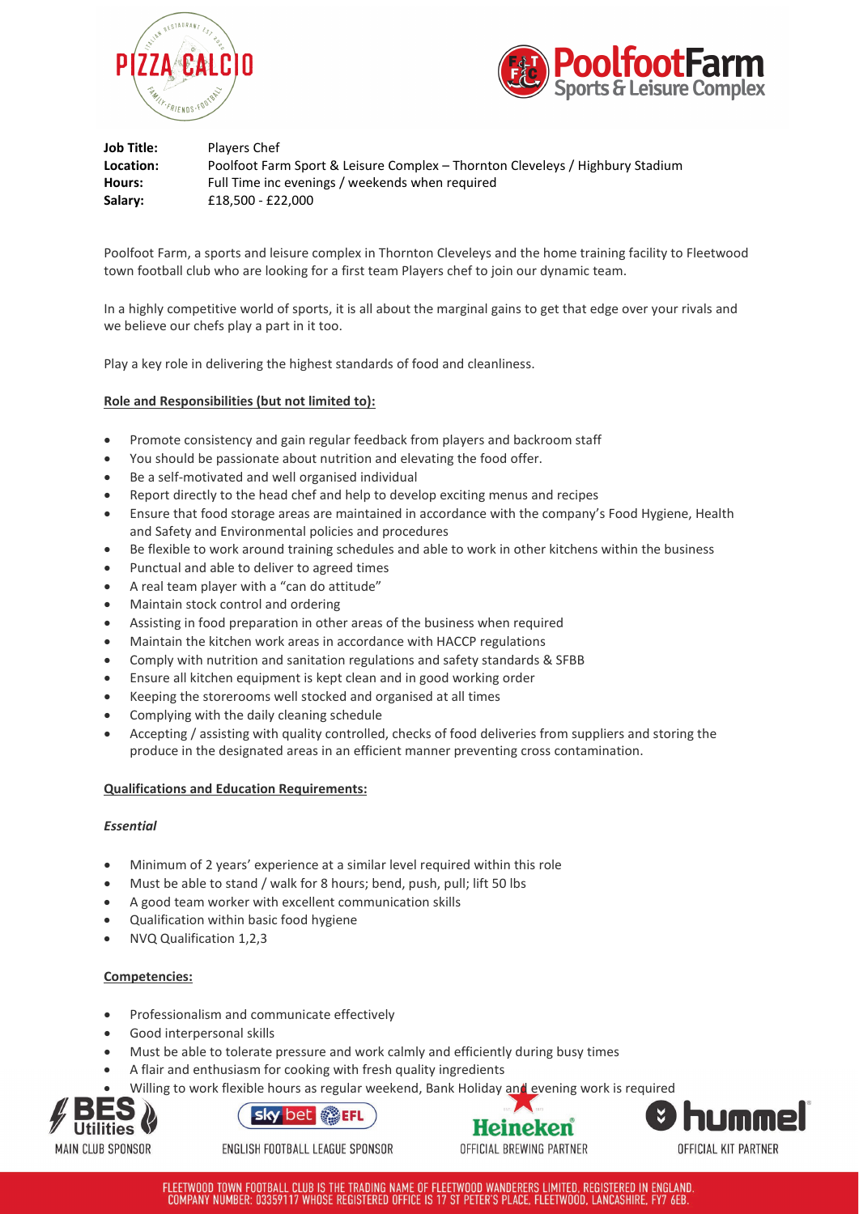**Job Title:** Players Chef
**Location:** Poolfoot Farm Sport & Leisure Complex – Thornton Cleveleys / Highbury Stadium
**Hours:** Full Time inc evenings / weekends when required
**Salary:** £18,500 - £22,000

Poolfoot Farm, a sports and leisure complex in Thornton Cleveleys and the home training facility to Fleetwood town football club who are looking for a first team Players chef to join our dynamic team.

In a highly competitive world of sports, it is all about the marginal gains to get that edge over your rivals and we believe our chefs play a part in it too.

Play a key role in delivering the highest standards of food and cleanliness.

**Role and Responsibilities (but not limited to):**

- Promote consistency and gain regular feedback from players and backroom staff
- You should be passionate about nutrition and elevating the food offer.
- Be a self-motivated and well organised individual
- Report directly to the head chef and help to develop exciting menus and recipes
- Ensure that food storage areas are maintained in accordance with the company's Food Hygiene, Health and Safety and Environmental policies and procedures
- Be flexible to work around training schedules and able to work in other kitchens within the business
- Punctual and able to deliver to agreed times
- A real team player with a "can do attitude"
- Maintain stock control and ordering
- Assisting in food preparation in other areas of the business when required
- Maintain the kitchen work areas in accordance with HACCP regulations
- Comply with nutrition and sanitation regulations and safety standards & SFBB
- Ensure all kitchen equipment is kept clean and in good working order
- Keeping the storerooms well stocked and organised at all times
- Complying with the daily cleaning schedule
- Accepting / assisting with quality controlled, checks of food deliveries from suppliers and storing the produce in the designated areas in an efficient manner preventing cross contamination.

**Qualifications and Education Requirements:**

*Essential*

- Minimum of 2 years' experience at a similar level required within this role
- Must be able to stand / walk for 8 hours; bend, push, pull; lift 50 lbs
- A good team worker with excellent communication skills
- Qualification within basic food hygiene
- NVQ Qualification 1,2,3

**Competencies:**

- Professionalism and communicate effectively
- Good interpersonal skills
- Must be able to tolerate pressure and work calmly and efficiently during busy times
- A flair and enthusiasm for cooking with fresh quality ingredients
- Willing to work flexible hours as regular weekend, Bank Holiday and evening work is required

MAIN CLUB SPONSOR | ENGLISH FOOTBALL LEAGUE SPONSOR | OFFICIAL BREWING PARTNER | OFFICIAL KIT PARTNER

FLEETWOOD TOWN FOOTBALL CLUB IS THE TRADING NAME OF FLEETWOOD WANDERERS LIMITED, REGISTERED IN ENGLAND. COMPANY NUMBER: 03359117 WHOSE REGISTERED OFFICE IS 17 ST PETER'S PLACE, FLEETWOOD, LANCASHIRE, FY7 6EB.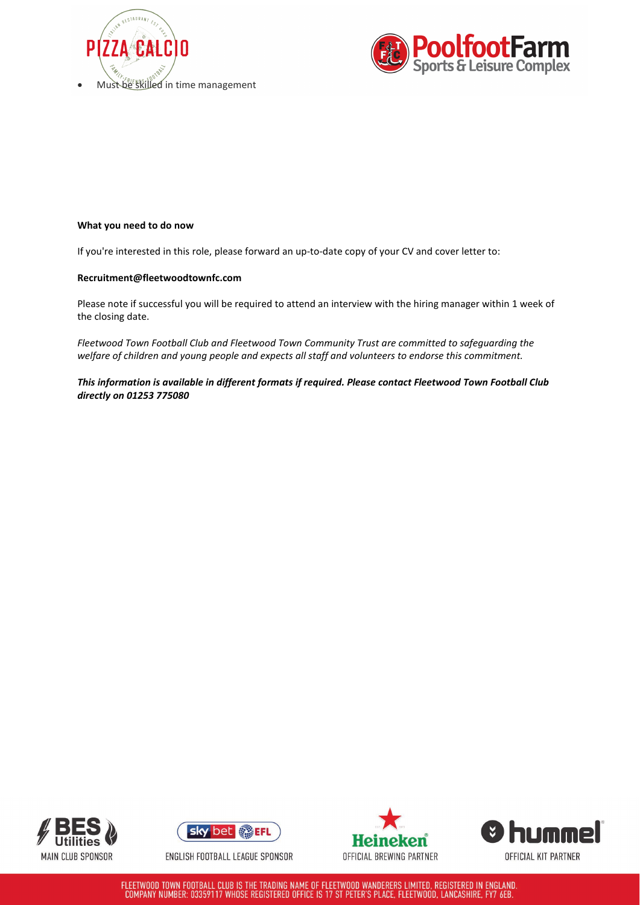- Must be skilled in time management

**What you need to do now**

If you're interested in this role, please forward an up-to-date copy of your CV and cover letter to:

**Recruitment@fleetwoodtownfc.com**

Please note if successful you will be required to attend an interview with the hiring manager within 1 week of the closing date.

*Fleetwood Town Football Club and Fleetwood Town Community Trust are committed to safeguarding the welfare of children and young people and expects all staff and volunteers to endorse this commitment.*

***This information is available in different formats if required. Please contact Fleetwood Town Football Club directly on 01253 775080***